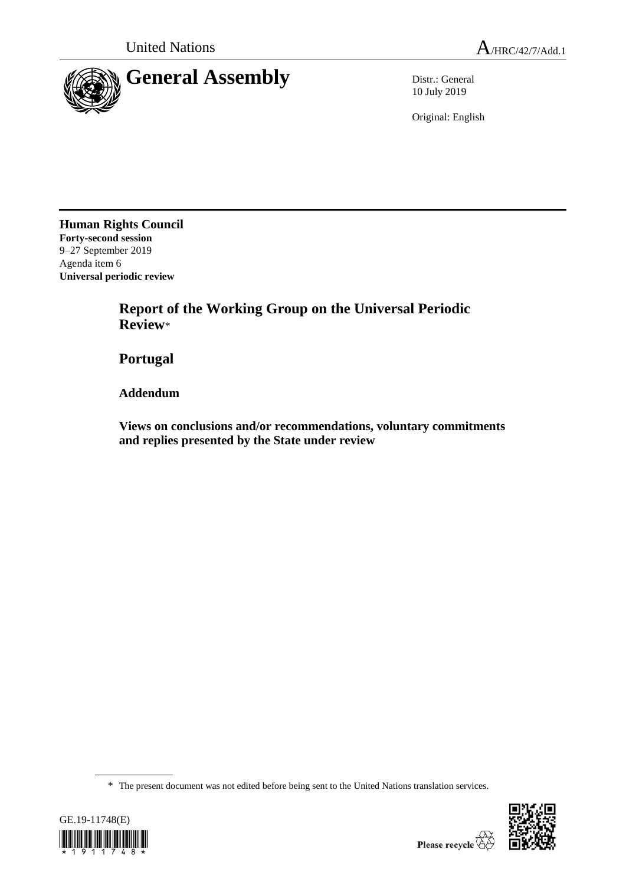United Nations A/HRC/42/7/Add.1

# General Assembly

Distr.: General
10 July 2019

Original: English

**Human Rights Council**
**Forty-second session**
9–27 September 2019
Agenda item 6
**Universal periodic review**

## Report of the Working Group on the Universal Periodic Review*

## Portugal

### Addendum

### Views on conclusions and/or recommendations, voluntary commitments and replies presented by the State under review

* The present document was not edited before being sent to the United Nations translation services.

GE.19-11748(E)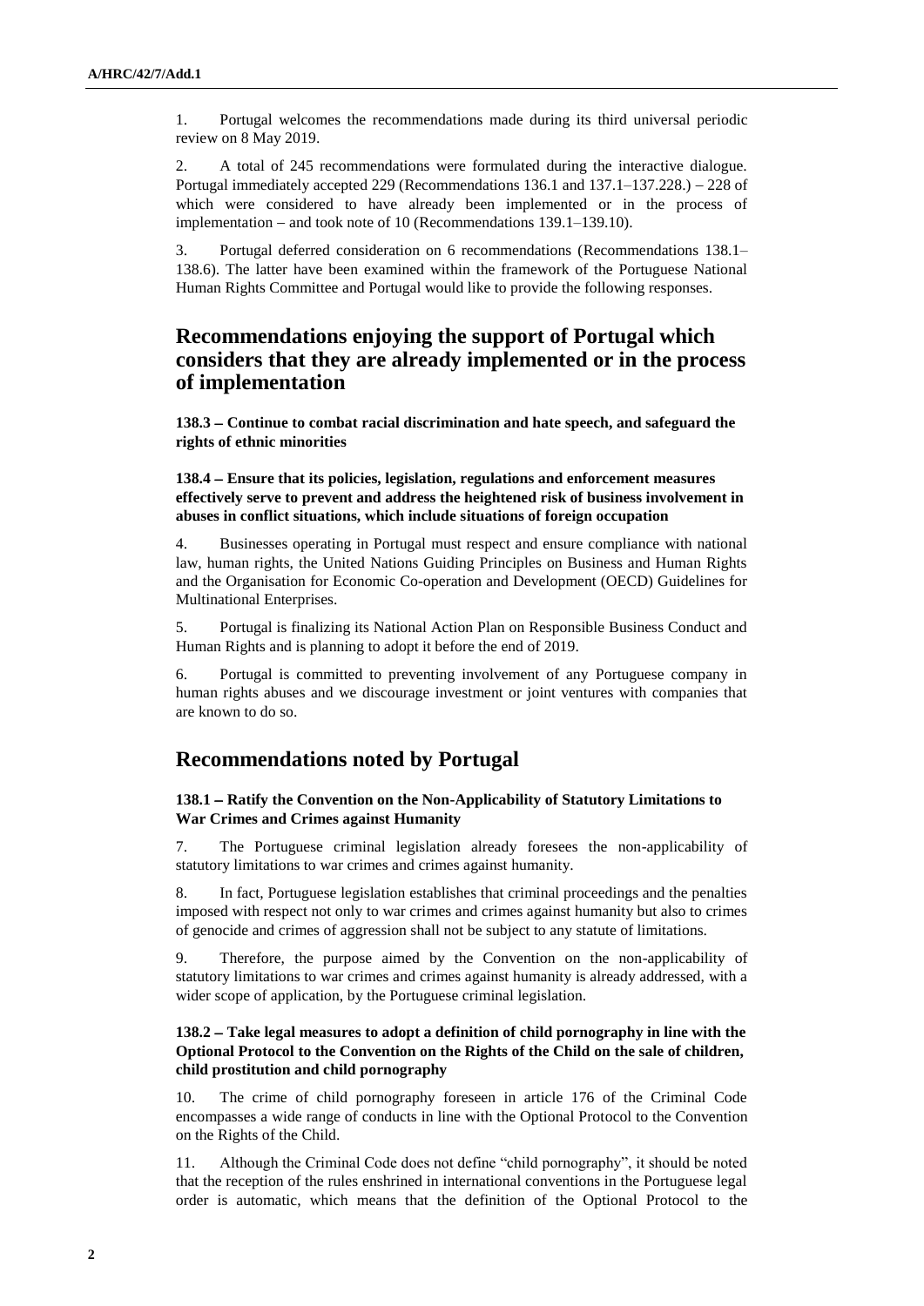1. Portugal welcomes the recommendations made during its third universal periodic review on 8 May 2019.

2. A total of 245 recommendations were formulated during the interactive dialogue. Portugal immediately accepted 229 (Recommendations 136.1 and 137.1–137.228.) – 228 of which were considered to have already been implemented or in the process of implementation – and took note of 10 (Recommendations 139.1–139.10).

3. Portugal deferred consideration on 6 recommendations (Recommendations 138.1–138.6). The latter have been examined within the framework of the Portuguese National Human Rights Committee and Portugal would like to provide the following responses.

## Recommendations enjoying the support of Portugal which considers that they are already implemented or in the process of implementation

**138.3 – Continue to combat racial discrimination and hate speech, and safeguard the rights of ethnic minorities**

**138.4 – Ensure that its policies, legislation, regulations and enforcement measures effectively serve to prevent and address the heightened risk of business involvement in abuses in conflict situations, which include situations of foreign occupation**

4. Businesses operating in Portugal must respect and ensure compliance with national law, human rights, the United Nations Guiding Principles on Business and Human Rights and the Organisation for Economic Co-operation and Development (OECD) Guidelines for Multinational Enterprises.

5. Portugal is finalizing its National Action Plan on Responsible Business Conduct and Human Rights and is planning to adopt it before the end of 2019.

6. Portugal is committed to preventing involvement of any Portuguese company in human rights abuses and we discourage investment or joint ventures with companies that are known to do so.

## Recommendations noted by Portugal

**138.1 – Ratify the Convention on the Non-Applicability of Statutory Limitations to War Crimes and Crimes against Humanity**

7. The Portuguese criminal legislation already foresees the non-applicability of statutory limitations to war crimes and crimes against humanity.

8. In fact, Portuguese legislation establishes that criminal proceedings and the penalties imposed with respect not only to war crimes and crimes against humanity but also to crimes of genocide and crimes of aggression shall not be subject to any statute of limitations.

9. Therefore, the purpose aimed by the Convention on the non-applicability of statutory limitations to war crimes and crimes against humanity is already addressed, with a wider scope of application, by the Portuguese criminal legislation.

**138.2 – Take legal measures to adopt a definition of child pornography in line with the Optional Protocol to the Convention on the Rights of the Child on the sale of children, child prostitution and child pornography**

10. The crime of child pornography foreseen in article 176 of the Criminal Code encompasses a wide range of conducts in line with the Optional Protocol to the Convention on the Rights of the Child.

11. Although the Criminal Code does not define "child pornography", it should be noted that the reception of the rules enshrined in international conventions in the Portuguese legal order is automatic, which means that the definition of the Optional Protocol to the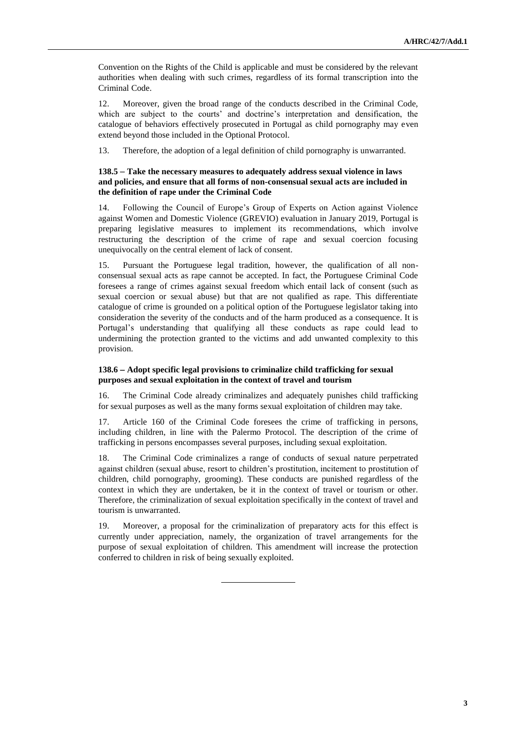Convention on the Rights of the Child is applicable and must be considered by the relevant authorities when dealing with such crimes, regardless of its formal transcription into the Criminal Code.

12. Moreover, given the broad range of the conducts described in the Criminal Code, which are subject to the courts' and doctrine's interpretation and densification, the catalogue of behaviors effectively prosecuted in Portugal as child pornography may even extend beyond those included in the Optional Protocol.

13. Therefore, the adoption of a legal definition of child pornography is unwarranted.

### 138.5 – Take the necessary measures to adequately address sexual violence in laws and policies, and ensure that all forms of non-consensual sexual acts are included in the definition of rape under the Criminal Code

14. Following the Council of Europe's Group of Experts on Action against Violence against Women and Domestic Violence (GREVIO) evaluation in January 2019, Portugal is preparing legislative measures to implement its recommendations, which involve restructuring the description of the crime of rape and sexual coercion focusing unequivocally on the central element of lack of consent.

15. Pursuant the Portuguese legal tradition, however, the qualification of all non-consensual sexual acts as rape cannot be accepted. In fact, the Portuguese Criminal Code foresees a range of crimes against sexual freedom which entail lack of consent (such as sexual coercion or sexual abuse) but that are not qualified as rape. This differentiate catalogue of crime is grounded on a political option of the Portuguese legislator taking into consideration the severity of the conducts and of the harm produced as a consequence. It is Portugal's understanding that qualifying all these conducts as rape could lead to undermining the protection granted to the victims and add unwanted complexity to this provision.

### 138.6 – Adopt specific legal provisions to criminalize child trafficking for sexual purposes and sexual exploitation in the context of travel and tourism

16. The Criminal Code already criminalizes and adequately punishes child trafficking for sexual purposes as well as the many forms sexual exploitation of children may take.

17. Article 160 of the Criminal Code foresees the crime of trafficking in persons, including children, in line with the Palermo Protocol. The description of the crime of trafficking in persons encompasses several purposes, including sexual exploitation.

18. The Criminal Code criminalizes a range of conducts of sexual nature perpetrated against children (sexual abuse, resort to children's prostitution, incitement to prostitution of children, child pornography, grooming). These conducts are punished regardless of the context in which they are undertaken, be it in the context of travel or tourism or other. Therefore, the criminalization of sexual exploitation specifically in the context of travel and tourism is unwarranted.

19. Moreover, a proposal for the criminalization of preparatory acts for this effect is currently under appreciation, namely, the organization of travel arrangements for the purpose of sexual exploitation of children. This amendment will increase the protection conferred to children in risk of being sexually exploited.